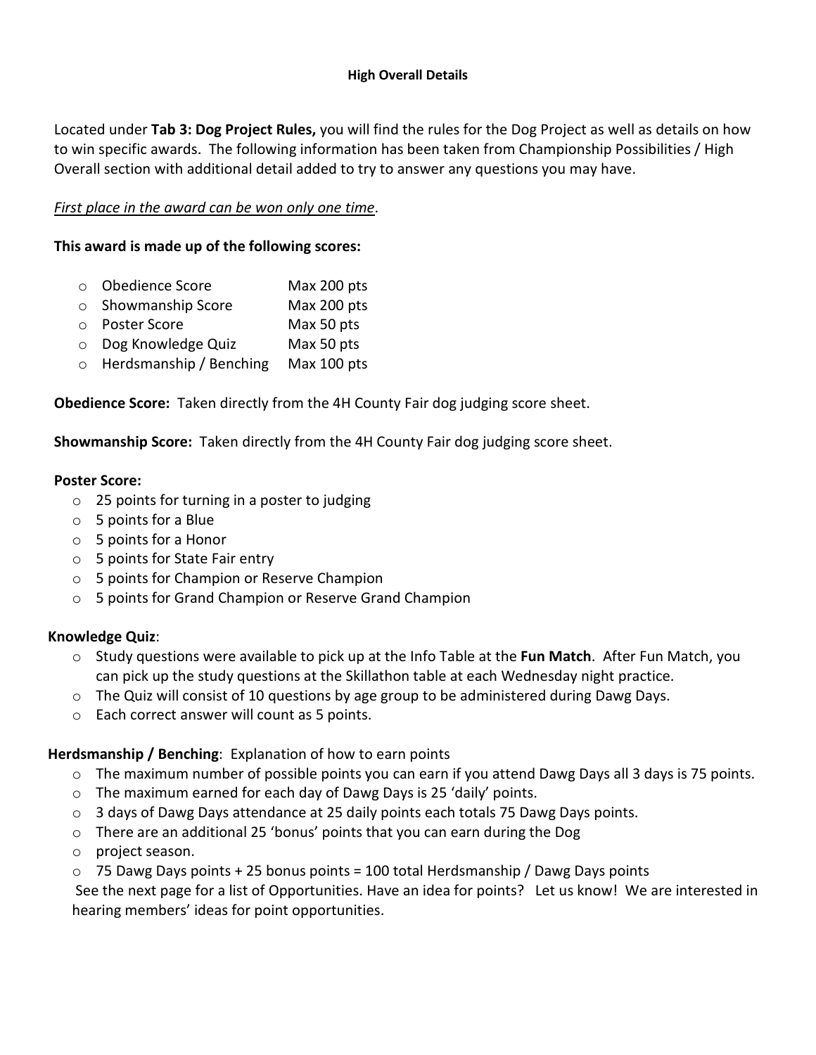# High Overall Details

Located under **Tab 3: Dog Project Rules,** you will find the rules for the Dog Project as well as details on how to win specific awards. The following information has been taken from Championship Possibilities / High Overall section with additional detail added to try to answer any questions you may have.

*First place in the award can be won only one time*.

**This award is made up of the following scores:**

- Obedience Score — Max 200 pts
- Showmanship Score — Max 200 pts
- Poster Score — Max 50 pts
- Dog Knowledge Quiz — Max 50 pts
- Herdsmanship / Benching — Max 100 pts

**Obedience Score:** Taken directly from the 4H County Fair dog judging score sheet.

**Showmanship Score:** Taken directly from the 4H County Fair dog judging score sheet.

**Poster Score:**

- 25 points for turning in a poster to judging
- 5 points for a Blue
- 5 points for a Honor
- 5 points for State Fair entry
- 5 points for Champion or Reserve Champion
- 5 points for Grand Champion or Reserve Grand Champion

**Knowledge Quiz**:

- Study questions were available to pick up at the Info Table at the **Fun Match**. After Fun Match, you can pick up the study questions at the Skillathon table at each Wednesday night practice.
- The Quiz will consist of 10 questions by age group to be administered during Dawg Days.
- Each correct answer will count as 5 points.

**Herdsmanship / Benching**: Explanation of how to earn points

- The maximum number of possible points you can earn if you attend Dawg Days all 3 days is 75 points.
- The maximum earned for each day of Dawg Days is 25 'daily' points.
- 3 days of Dawg Days attendance at 25 daily points each totals 75 Dawg Days points.
- There are an additional 25 'bonus' points that you can earn during the Dog
- project season.
- 75 Dawg Days points + 25 bonus points = 100 total Herdsmanship / Dawg Days points

See the next page for a list of Opportunities. Have an idea for points? Let us know! We are interested in hearing members' ideas for point opportunities.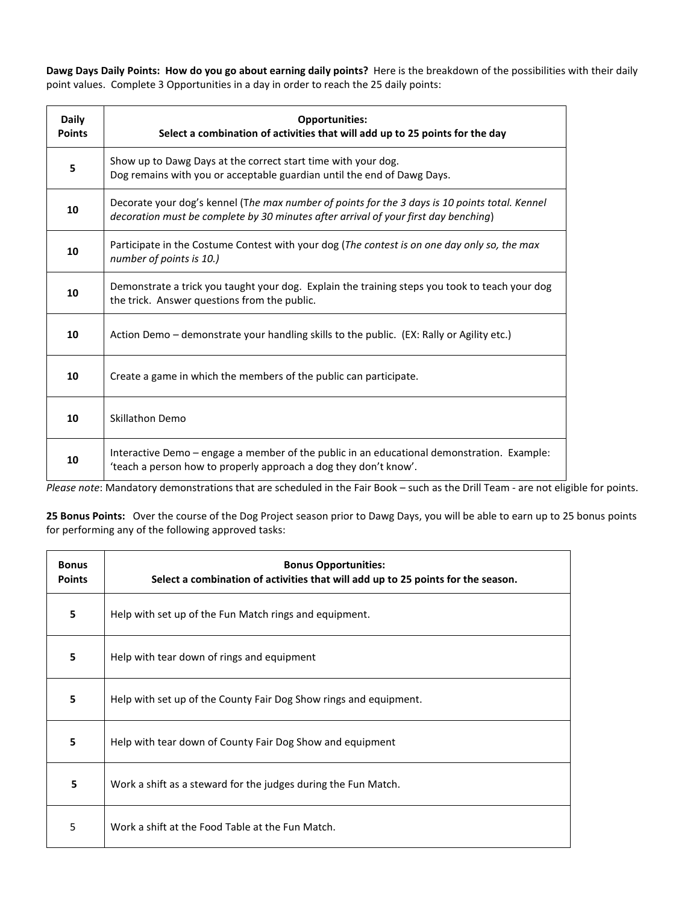**Dawg Days Daily Points: How do you go about earning daily points?** Here is the breakdown of the possibilities with their daily point values. Complete 3 Opportunities in a day in order to reach the 25 daily points:

| **Daily Points** | **Opportunities:**<br>**Select a combination of activities that will add up to 25 points for the day** |
|---|---|
| **5** | Show up to Dawg Days at the correct start time with your dog.<br>Dog remains with you or acceptable guardian until the end of Dawg Days. |
| **10** | Decorate your dog's kennel (T*he max number of points for the 3 days is 10 points total. Kennel decoration must be complete by 30 minutes after arrival of your first day benching*) |
| **10** | Participate in the Costume Contest with your dog (*The contest is on one day only so, the max number of points is 10.)* |
| **10** | Demonstrate a trick you taught your dog. Explain the training steps you took to teach your dog the trick. Answer questions from the public. |
| **10** | Action Demo – demonstrate your handling skills to the public. (EX: Rally or Agility etc.) |
| **10** | Create a game in which the members of the public can participate. |
| **10** | Skillathon Demo |
| **10** | Interactive Demo – engage a member of the public in an educational demonstration. Example: 'teach a person how to properly approach a dog they don't know'. |

*Please note*: Mandatory demonstrations that are scheduled in the Fair Book – such as the Drill Team - are not eligible for points.

**25 Bonus Points:** Over the course of the Dog Project season prior to Dawg Days, you will be able to earn up to 25 bonus points for performing any of the following approved tasks:

| **Bonus Points** | **Bonus Opportunities:**<br>**Select a combination of activities that will add up to 25 points for the season.** |
|---|---|
| **5** | Help with set up of the Fun Match rings and equipment. |
| **5** | Help with tear down of rings and equipment |
| **5** | Help with set up of the County Fair Dog Show rings and equipment. |
| **5** | Help with tear down of County Fair Dog Show and equipment |
| **5** | Work a shift as a steward for the judges during the Fun Match. |
| 5 | Work a shift at the Food Table at the Fun Match. |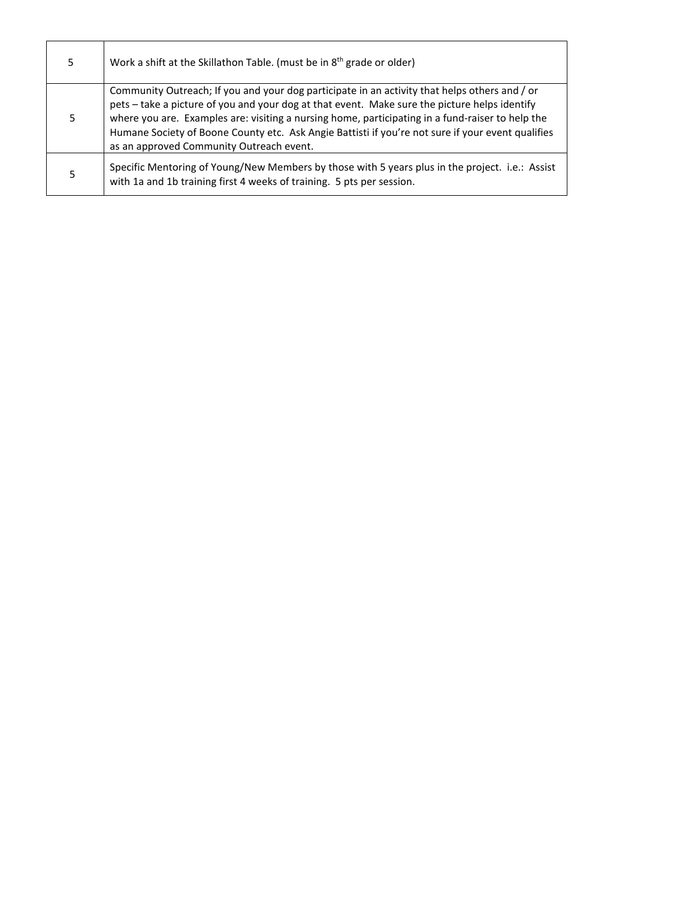| | |
|---|---|
| 5 | Work a shift at the Skillathon Table. (must be in 8th grade or older) |
| 5 | Community Outreach; If you and your dog participate in an activity that helps others and / or pets – take a picture of you and your dog at that event. Make sure the picture helps identify where you are. Examples are: visiting a nursing home, participating in a fund-raiser to help the Humane Society of Boone County etc. Ask Angie Battisti if you're not sure if your event qualifies as an approved Community Outreach event. |
| 5 | Specific Mentoring of Young/New Members by those with 5 years plus in the project. i.e.: Assist with 1a and 1b training first 4 weeks of training. 5 pts per session. |